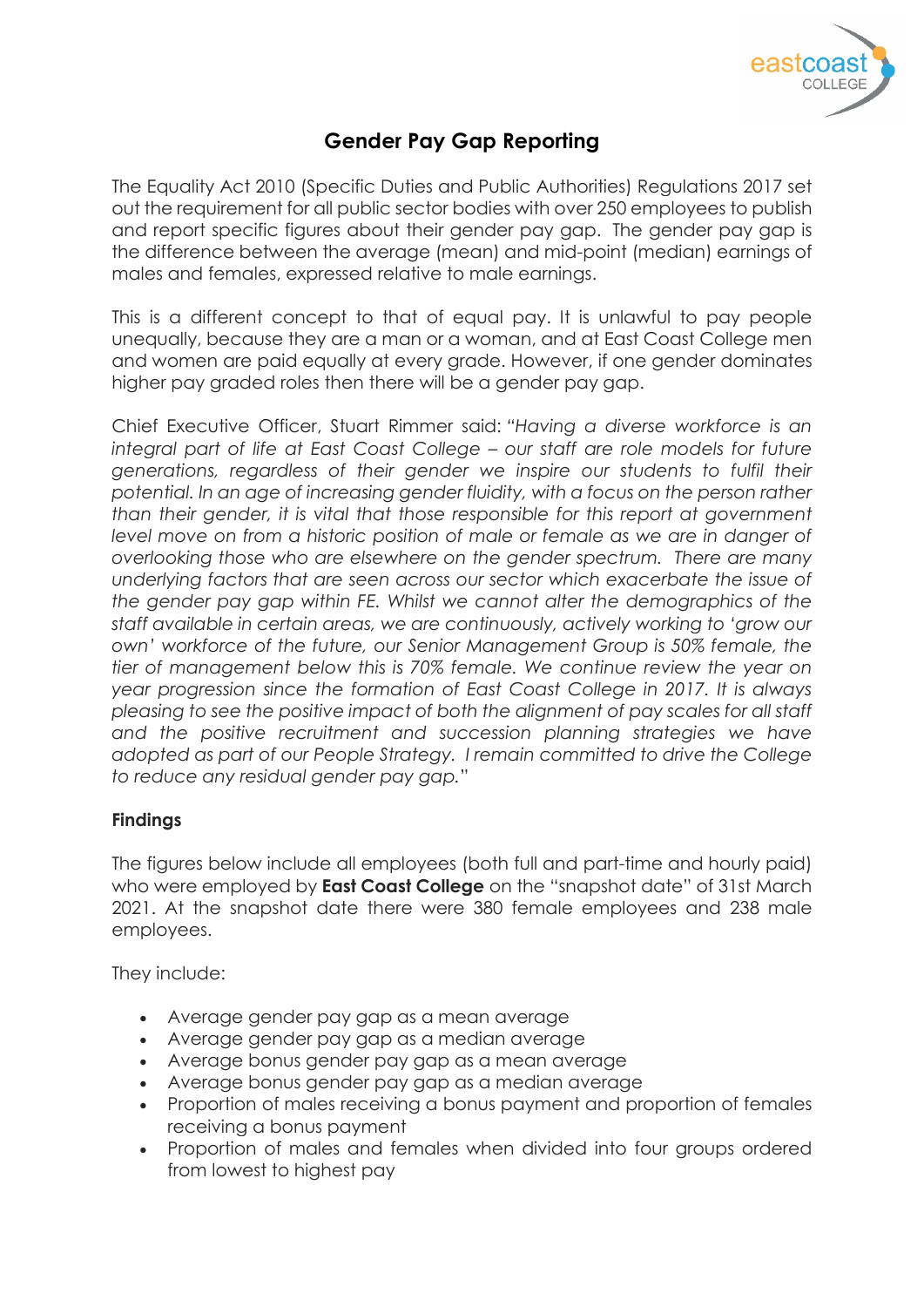# Gender Pay Gap Reporting

The Equality Act 2010 (Specific Duties and Public Authorities) Regulations 2017 set out the requirement for all public sector bodies with over 250 employees to publish and report specific figures about their gender pay gap. The gender pay gap is the difference between the average (mean) and mid-point (median) earnings of males and females, expressed relative to male earnings.

This is a different concept to that of equal pay. It is unlawful to pay people unequally, because they are a man or a woman, and at East Coast College men and women are paid equally at every grade. However, if one gender dominates higher pay graded roles then there will be a gender pay gap.

Chief Executive Officer, Stuart Rimmer said: *"Having a diverse workforce is an integral part of life at East Coast College – our staff are role models for future generations, regardless of their gender we inspire our students to fulfil their potential. In an age of increasing gender fluidity, with a focus on the person rather than their gender, it is vital that those responsible for this report at government level move on from a historic position of male or female as we are in danger of overlooking those who are elsewhere on the gender spectrum. There are many underlying factors that are seen across our sector which exacerbate the issue of the gender pay gap within FE. Whilst we cannot alter the demographics of the staff available in certain areas, we are continuously, actively working to 'grow our own' workforce of the future, our Senior Management Group is 50% female, the tier of management below this is 70% female. We continue review the year on year progression since the formation of East Coast College in 2017. It is always pleasing to see the positive impact of both the alignment of pay scales for all staff and the positive recruitment and succession planning strategies we have adopted as part of our People Strategy. I remain committed to drive the College to reduce any residual gender pay gap."*

**Findings**

The figures below include all employees (both full and part-time and hourly paid) who were employed by **East Coast College** on the "snapshot date" of 31st March 2021. At the snapshot date there were 380 female employees and 238 male employees.

They include:

- Average gender pay gap as a mean average
- Average gender pay gap as a median average
- Average bonus gender pay gap as a mean average
- Average bonus gender pay gap as a median average
- Proportion of males receiving a bonus payment and proportion of females receiving a bonus payment
- Proportion of males and females when divided into four groups ordered from lowest to highest pay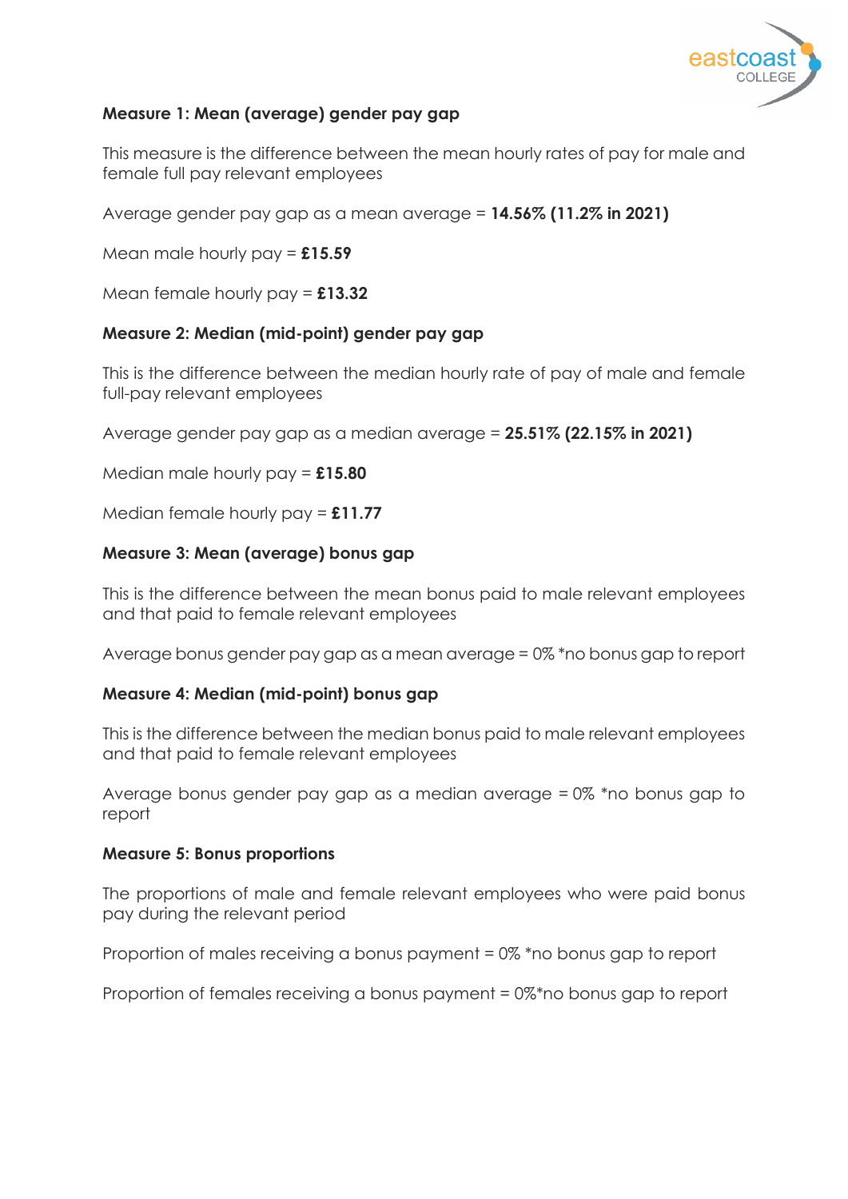### Measure 1: Mean (average) gender pay gap

This measure is the difference between the mean hourly rates of pay for male and female full pay relevant employees

Average gender pay gap as a mean average = **14.56% (11.2% in 2021)**

Mean male hourly pay = **£15.59**

Mean female hourly pay = **£13.32**

### Measure 2: Median (mid-point) gender pay gap

This is the difference between the median hourly rate of pay of male and female full-pay relevant employees

Average gender pay gap as a median average = **25.51% (22.15% in 2021)**

Median male hourly pay = **£15.80**

Median female hourly pay = **£11.77**

### Measure 3: Mean (average) bonus gap

This is the difference between the mean bonus paid to male relevant employees and that paid to female relevant employees

Average bonus gender pay gap as a mean average = 0% *no bonus gap to report

### Measure 4: Median (mid-point) bonus gap

This is the difference between the median bonus paid to male relevant employees and that paid to female relevant employees

Average bonus gender pay gap as a median average = 0% *no bonus gap to report

### Measure 5: Bonus proportions

The proportions of male and female relevant employees who were paid bonus pay during the relevant period

Proportion of males receiving a bonus payment = 0% *no bonus gap to report

Proportion of females receiving a bonus payment = 0%*no bonus gap to report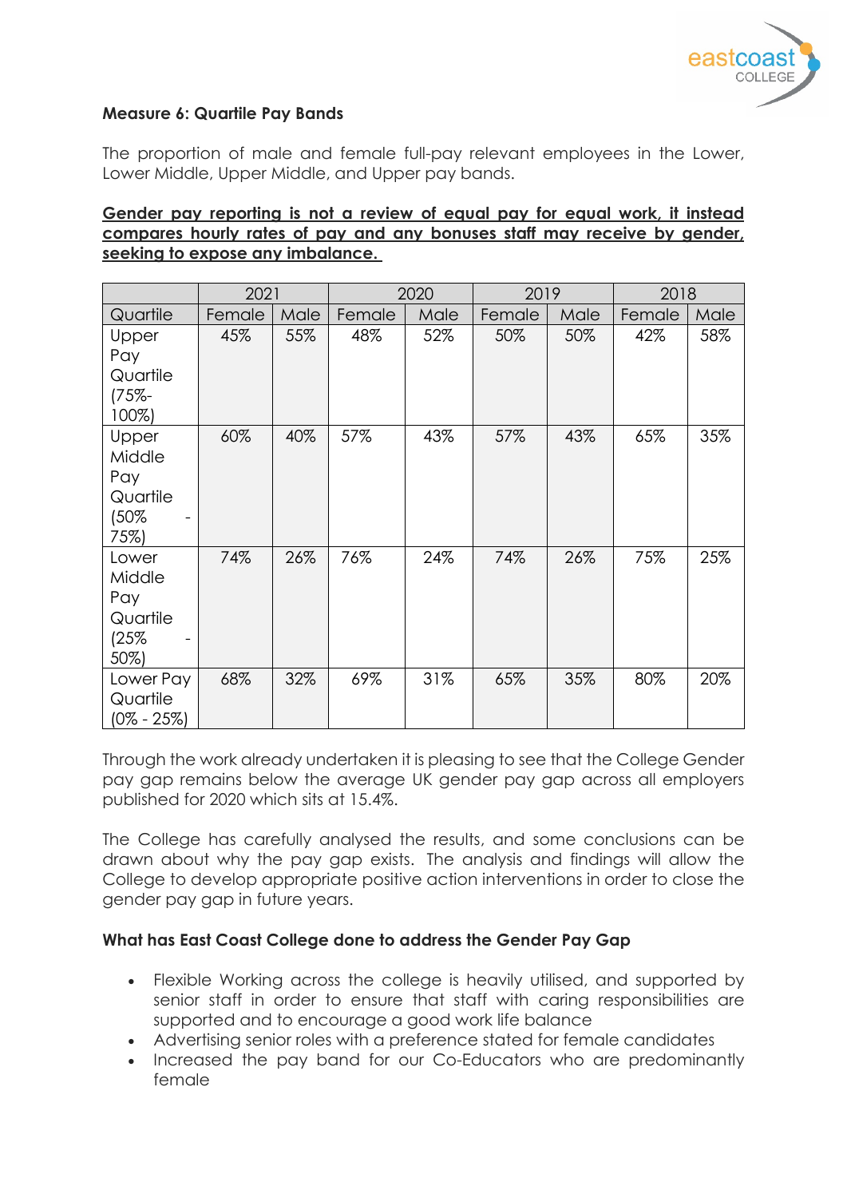**Measure 6: Quartile Pay Bands**

The proportion of male and female full-pay relevant employees in the Lower, Lower Middle, Upper Middle, and Upper pay bands.

**<u>Gender pay reporting is not a review of equal pay for equal work, it instead compares hourly rates of pay and any bonuses staff may receive by gender, seeking to expose any imbalance.</u>**

| | 2021 | | 2020 | | 2019 | | 2018 | |
|---|---|---|---|---|---|---|---|---|
| Quartile | Female | Male | Female | Male | Female | Male | Female | Male |
| Upper Pay Quartile (75%-100%) | 45% | 55% | 48% | 52% | 50% | 50% | 42% | 58% |
| Upper Middle Pay Quartile (50% - 75%) | 60% | 40% | 57% | 43% | 57% | 43% | 65% | 35% |
| Lower Middle Pay Quartile (25% - 50%) | 74% | 26% | 76% | 24% | 74% | 26% | 75% | 25% |
| Lower Pay Quartile (0% - 25%) | 68% | 32% | 69% | 31% | 65% | 35% | 80% | 20% |

Through the work already undertaken it is pleasing to see that the College Gender pay gap remains below the average UK gender pay gap across all employers published for 2020 which sits at 15.4%.

The College has carefully analysed the results, and some conclusions can be drawn about why the pay gap exists. The analysis and findings will allow the College to develop appropriate positive action interventions in order to close the gender pay gap in future years.

**What has East Coast College done to address the Gender Pay Gap**

- Flexible Working across the college is heavily utilised, and supported by senior staff in order to ensure that staff with caring responsibilities are supported and to encourage a good work life balance
- Advertising senior roles with a preference stated for female candidates
- Increased the pay band for our Co-Educators who are predominantly female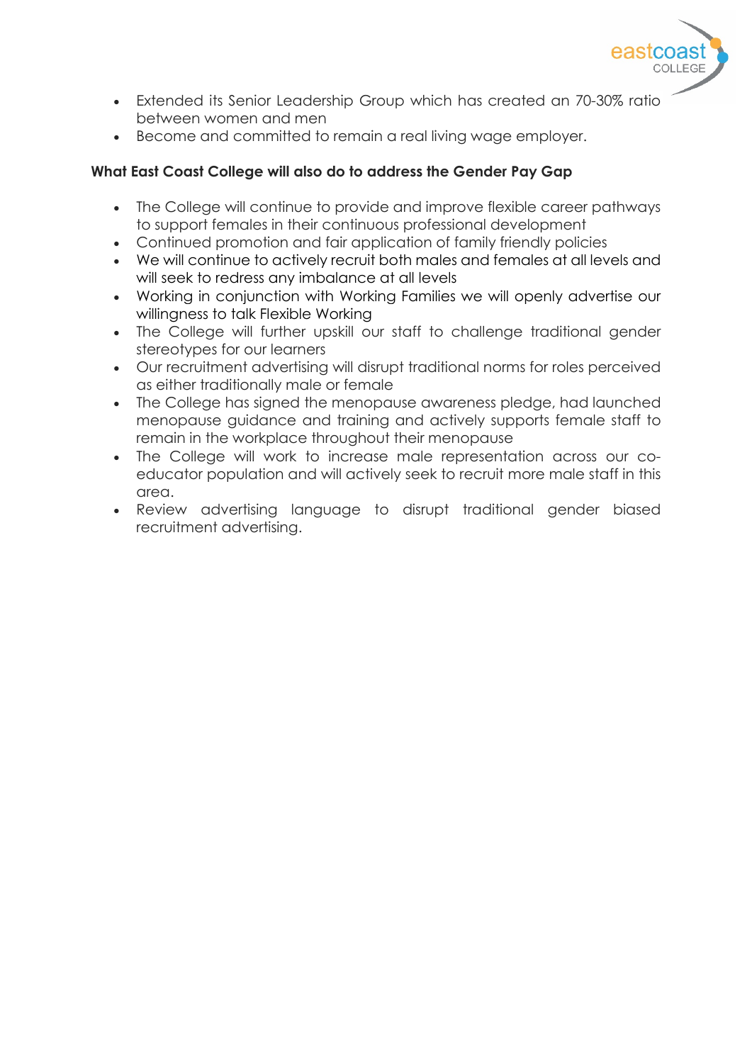- Extended its Senior Leadership Group which has created an 70-30% ratio between women and men
- Become and committed to remain a real living wage employer.

**What East Coast College will also do to address the Gender Pay Gap**

- The College will continue to provide and improve flexible career pathways to support females in their continuous professional development
- Continued promotion and fair application of family friendly policies
- We will continue to actively recruit both males and females at all levels and will seek to redress any imbalance at all levels
- Working in conjunction with Working Families we will openly advertise our willingness to talk Flexible Working
- The College will further upskill our staff to challenge traditional gender stereotypes for our learners
- Our recruitment advertising will disrupt traditional norms for roles perceived as either traditionally male or female
- The College has signed the menopause awareness pledge, had launched menopause guidance and training and actively supports female staff to remain in the workplace throughout their menopause
- The College will work to increase male representation across our co-educator population and will actively seek to recruit more male staff in this area.
- Review advertising language to disrupt traditional gender biased recruitment advertising.